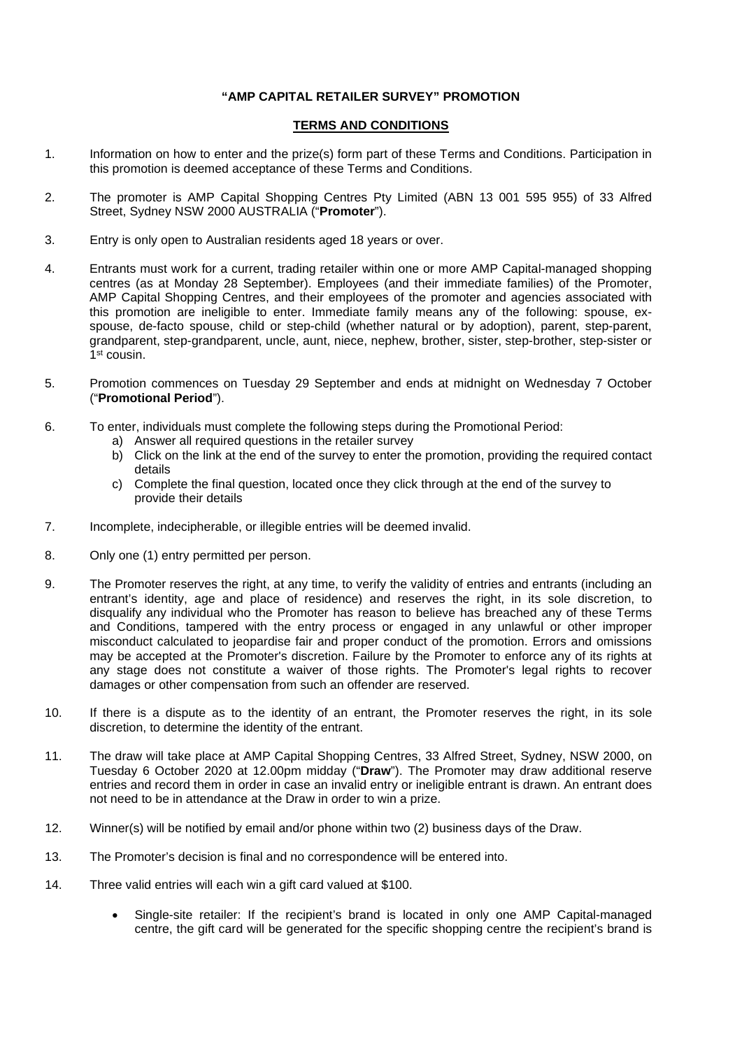## "AMP CAPITAL RETAILER SURVEY" PROMOTION

## TERMS AND CONDITIONS

1. Information on how to enter and the prize(s) form part of these Terms and Conditions. Participation in this promotion is deemed acceptance of these Terms and Conditions.

2. The promoter is AMP Capital Shopping Centres Pty Limited (ABN 13 001 595 955) of 33 Alfred Street, Sydney NSW 2000 AUSTRALIA ("**Promoter**").

3. Entry is only open to Australian residents aged 18 years or over.

4. Entrants must work for a current, trading retailer within one or more AMP Capital-managed shopping centres (as at Monday 28 September). Employees (and their immediate families) of the Promoter, AMP Capital Shopping Centres, and their employees of the promoter and agencies associated with this promotion are ineligible to enter. Immediate family means any of the following: spouse, ex-spouse, de-facto spouse, child or step-child (whether natural or by adoption), parent, step-parent, grandparent, step-grandparent, uncle, aunt, niece, nephew, brother, sister, step-brother, step-sister or 1st cousin.

5. Promotion commences on Tuesday 29 September and ends at midnight on Wednesday 7 October ("**Promotional Period**").

6. To enter, individuals must complete the following steps during the Promotional Period:
   a) Answer all required questions in the retailer survey
   b) Click on the link at the end of the survey to enter the promotion, providing the required contact details
   c) Complete the final question, located once they click through at the end of the survey to provide their details

7. Incomplete, indecipherable, or illegible entries will be deemed invalid.

8. Only one (1) entry permitted per person.

9. The Promoter reserves the right, at any time, to verify the validity of entries and entrants (including an entrant's identity, age and place of residence) and reserves the right, in its sole discretion, to disqualify any individual who the Promoter has reason to believe has breached any of these Terms and Conditions, tampered with the entry process or engaged in any unlawful or other improper misconduct calculated to jeopardise fair and proper conduct of the promotion. Errors and omissions may be accepted at the Promoter's discretion. Failure by the Promoter to enforce any of its rights at any stage does not constitute a waiver of those rights. The Promoter's legal rights to recover damages or other compensation from such an offender are reserved.

10. If there is a dispute as to the identity of an entrant, the Promoter reserves the right, in its sole discretion, to determine the identity of the entrant.

11. The draw will take place at AMP Capital Shopping Centres, 33 Alfred Street, Sydney, NSW 2000, on Tuesday 6 October 2020 at 12.00pm midday ("**Draw**"). The Promoter may draw additional reserve entries and record them in order in case an invalid entry or ineligible entrant is drawn. An entrant does not need to be in attendance at the Draw in order to win a prize.

12. Winner(s) will be notified by email and/or phone within two (2) business days of the Draw.

13. The Promoter's decision is final and no correspondence will be entered into.

14. Three valid entries will each win a gift card valued at $100.

    - Single-site retailer: If the recipient's brand is located in only one AMP Capital-managed centre, the gift card will be generated for the specific shopping centre the recipient's brand is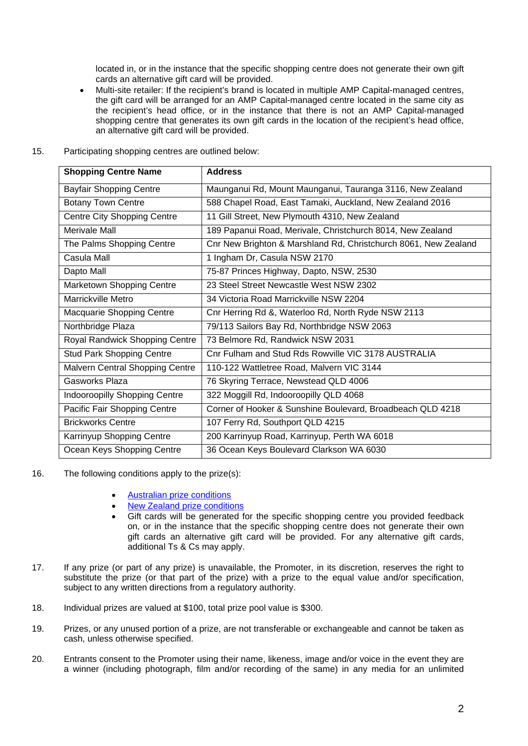located in, or in the instance that the specific shopping centre does not generate their own gift cards an alternative gift card will be provided.

- Multi-site retailer: If the recipient's brand is located in multiple AMP Capital-managed centres, the gift card will be arranged for an AMP Capital-managed centre located in the same city as the recipient's head office, or in the instance that there is not an AMP Capital-managed shopping centre that generates its own gift cards in the location of the recipient's head office, an alternative gift card will be provided.

15. Participating shopping centres are outlined below:

| Shopping Centre Name | Address |
|---|---|
| Bayfair Shopping Centre | Maunganui Rd, Mount Maunganui, Tauranga 3116, New Zealand |
| Botany Town Centre | 588 Chapel Road, East Tamaki, Auckland, New Zealand 2016 |
| Centre City Shopping Centre | 11 Gill Street, New Plymouth 4310, New Zealand |
| Merivale Mall | 189 Papanui Road, Merivale, Christchurch 8014, New Zealand |
| The Palms Shopping Centre | Cnr New Brighton & Marshland Rd, Christchurch 8061, New Zealand |
| Casula Mall | 1 Ingham Dr, Casula NSW 2170 |
| Dapto Mall | 75-87 Princes Highway, Dapto, NSW, 2530 |
| Marketown Shopping Centre | 23 Steel Street Newcastle West NSW 2302 |
| Marrickville Metro | 34 Victoria Road Marrickville NSW 2204 |
| Macquarie Shopping Centre | Cnr Herring Rd &, Waterloo Rd, North Ryde NSW 2113 |
| Northbridge Plaza | 79/113 Sailors Bay Rd, Northbridge NSW 2063 |
| Royal Randwick Shopping Centre | 73 Belmore Rd, Randwick NSW 2031 |
| Stud Park Shopping Centre | Cnr Fulham and Stud Rds Rowville VIC 3178 AUSTRALIA |
| Malvern Central Shopping Centre | 110-122 Wattletree Road, Malvern VIC 3144 |
| Gasworks Plaza | 76 Skyring Terrace, Newstead QLD 4006 |
| Indooroopilly Shopping Centre | 322 Moggill Rd, Indooroopilly QLD 4068 |
| Pacific Fair Shopping Centre | Corner of Hooker & Sunshine Boulevard, Broadbeach QLD 4218 |
| Brickworks Centre | 107 Ferry Rd, Southport QLD 4215 |
| Karrinyup Shopping Centre | 200 Karrinyup Road, Karrinyup, Perth WA 6018 |
| Ocean Keys Shopping Centre | 36 Ocean Keys Boulevard Clarkson WA 6030 |

16. The following conditions apply to the prize(s):

    - Australian prize conditions
    - New Zealand prize conditions
    - Gift cards will be generated for the specific shopping centre you provided feedback on, or in the instance that the specific shopping centre does not generate their own gift cards an alternative gift card will be provided. For any alternative gift cards, additional Ts & Cs may apply.

17. If any prize (or part of any prize) is unavailable, the Promoter, in its discretion, reserves the right to substitute the prize (or that part of the prize) with a prize to the equal value and/or specification, subject to any written directions from a regulatory authority.

18. Individual prizes are valued at $100, total prize pool value is $300.

19. Prizes, or any unused portion of a prize, are not transferable or exchangeable and cannot be taken as cash, unless otherwise specified.

20. Entrants consent to the Promoter using their name, likeness, image and/or voice in the event they are a winner (including photograph, film and/or recording of the same) in any media for an unlimited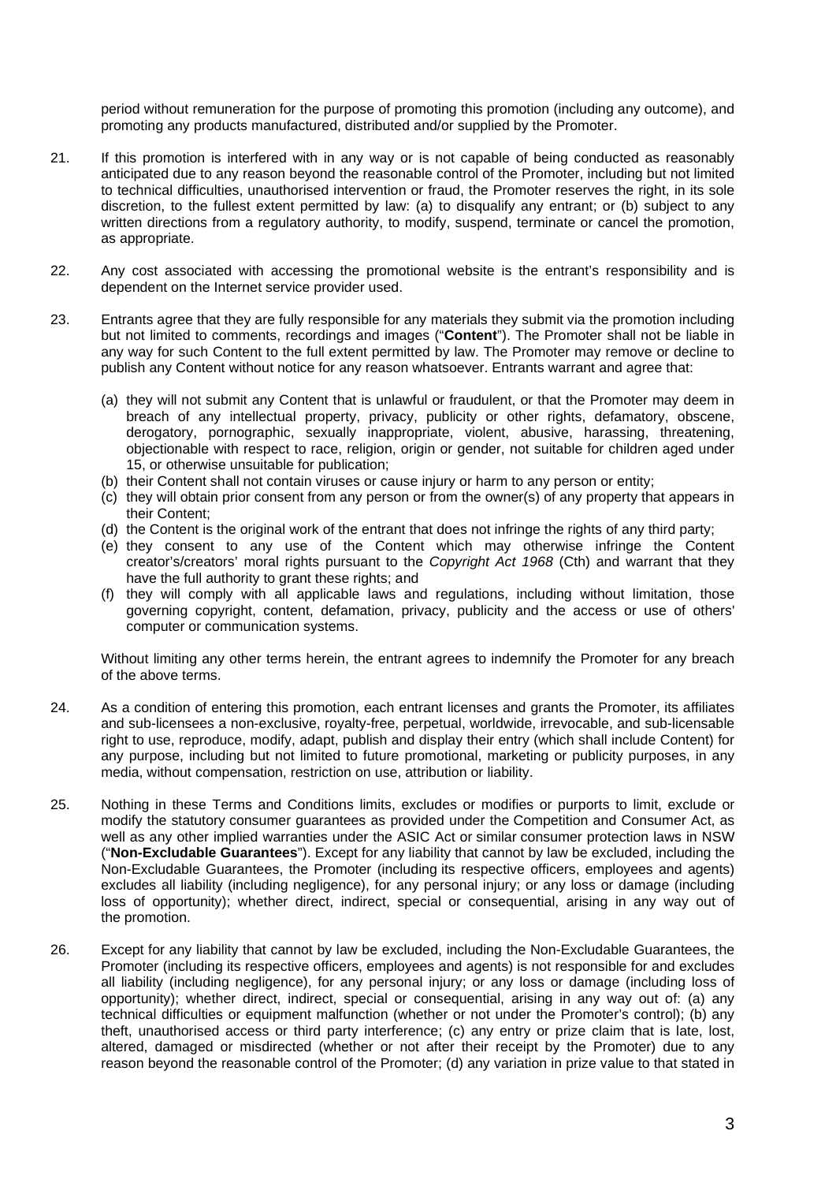period without remuneration for the purpose of promoting this promotion (including any outcome), and promoting any products manufactured, distributed and/or supplied by the Promoter.

21. If this promotion is interfered with in any way or is not capable of being conducted as reasonably anticipated due to any reason beyond the reasonable control of the Promoter, including but not limited to technical difficulties, unauthorised intervention or fraud, the Promoter reserves the right, in its sole discretion, to the fullest extent permitted by law: (a) to disqualify any entrant; or (b) subject to any written directions from a regulatory authority, to modify, suspend, terminate or cancel the promotion, as appropriate.

22. Any cost associated with accessing the promotional website is the entrant's responsibility and is dependent on the Internet service provider used.

23. Entrants agree that they are fully responsible for any materials they submit via the promotion including but not limited to comments, recordings and images ("**Content**"). The Promoter shall not be liable in any way for such Content to the full extent permitted by law. The Promoter may remove or decline to publish any Content without notice for any reason whatsoever. Entrants warrant and agree that:

    (a) they will not submit any Content that is unlawful or fraudulent, or that the Promoter may deem in breach of any intellectual property, privacy, publicity or other rights, defamatory, obscene, derogatory, pornographic, sexually inappropriate, violent, abusive, harassing, threatening, objectionable with respect to race, religion, origin or gender, not suitable for children aged under 15, or otherwise unsuitable for publication;
    (b) their Content shall not contain viruses or cause injury or harm to any person or entity;
    (c) they will obtain prior consent from any person or from the owner(s) of any property that appears in their Content;
    (d) the Content is the original work of the entrant that does not infringe the rights of any third party;
    (e) they consent to any use of the Content which may otherwise infringe the Content creator's/creators' moral rights pursuant to the *Copyright Act 1968* (Cth) and warrant that they have the full authority to grant these rights; and
    (f) they will comply with all applicable laws and regulations, including without limitation, those governing copyright, content, defamation, privacy, publicity and the access or use of others' computer or communication systems.

    Without limiting any other terms herein, the entrant agrees to indemnify the Promoter for any breach of the above terms.

24. As a condition of entering this promotion, each entrant licenses and grants the Promoter, its affiliates and sub-licensees a non-exclusive, royalty-free, perpetual, worldwide, irrevocable, and sub-licensable right to use, reproduce, modify, adapt, publish and display their entry (which shall include Content) for any purpose, including but not limited to future promotional, marketing or publicity purposes, in any media, without compensation, restriction on use, attribution or liability.

25. Nothing in these Terms and Conditions limits, excludes or modifies or purports to limit, exclude or modify the statutory consumer guarantees as provided under the Competition and Consumer Act, as well as any other implied warranties under the ASIC Act or similar consumer protection laws in NSW ("**Non-Excludable Guarantees**"). Except for any liability that cannot by law be excluded, including the Non-Excludable Guarantees, the Promoter (including its respective officers, employees and agents) excludes all liability (including negligence), for any personal injury; or any loss or damage (including loss of opportunity); whether direct, indirect, special or consequential, arising in any way out of the promotion.

26. Except for any liability that cannot by law be excluded, including the Non-Excludable Guarantees, the Promoter (including its respective officers, employees and agents) is not responsible for and excludes all liability (including negligence), for any personal injury; or any loss or damage (including loss of opportunity); whether direct, indirect, special or consequential, arising in any way out of: (a) any technical difficulties or equipment malfunction (whether or not under the Promoter's control); (b) any theft, unauthorised access or third party interference; (c) any entry or prize claim that is late, lost, altered, damaged or misdirected (whether or not after their receipt by the Promoter) due to any reason beyond the reasonable control of the Promoter; (d) any variation in prize value to that stated in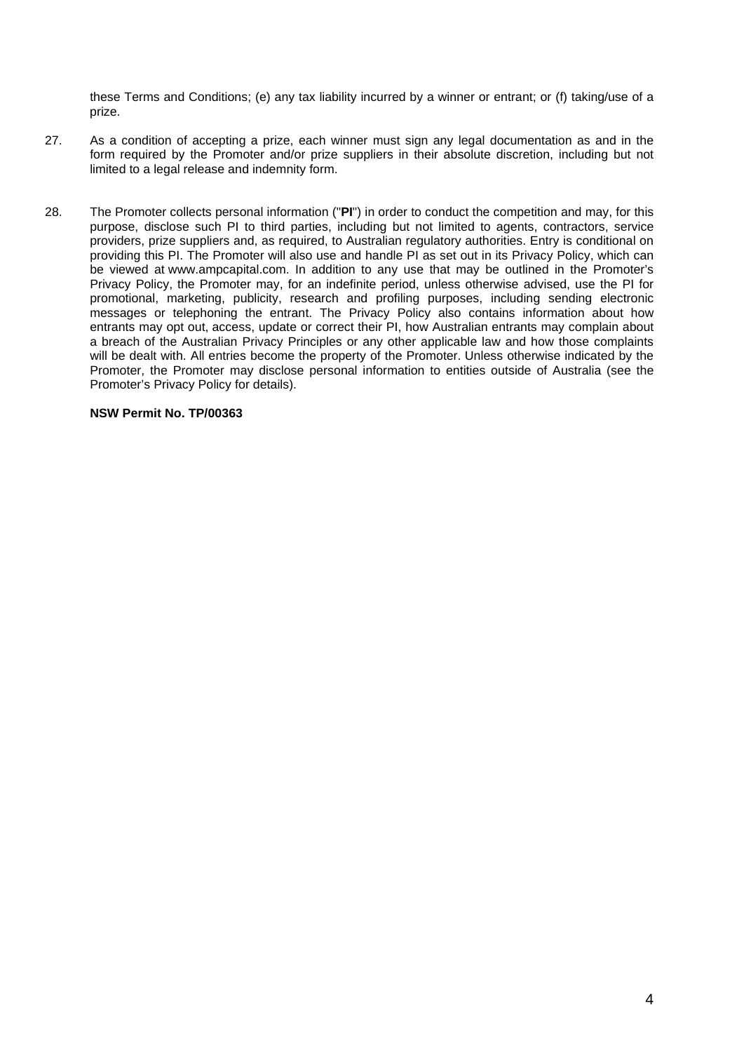these Terms and Conditions; (e) any tax liability incurred by a winner or entrant; or (f) taking/use of a prize.

27. As a condition of accepting a prize, each winner must sign any legal documentation as and in the form required by the Promoter and/or prize suppliers in their absolute discretion, including but not limited to a legal release and indemnity form.

28. The Promoter collects personal information ("**PI**") in order to conduct the competition and may, for this purpose, disclose such PI to third parties, including but not limited to agents, contractors, service providers, prize suppliers and, as required, to Australian regulatory authorities. Entry is conditional on providing this PI. The Promoter will also use and handle PI as set out in its Privacy Policy, which can be viewed at www.ampcapital.com. In addition to any use that may be outlined in the Promoter's Privacy Policy, the Promoter may, for an indefinite period, unless otherwise advised, use the PI for promotional, marketing, publicity, research and profiling purposes, including sending electronic messages or telephoning the entrant. The Privacy Policy also contains information about how entrants may opt out, access, update or correct their PI, how Australian entrants may complain about a breach of the Australian Privacy Principles or any other applicable law and how those complaints will be dealt with. All entries become the property of the Promoter. Unless otherwise indicated by the Promoter, the Promoter may disclose personal information to entities outside of Australia (see the Promoter's Privacy Policy for details).

**NSW Permit No. TP/00363**